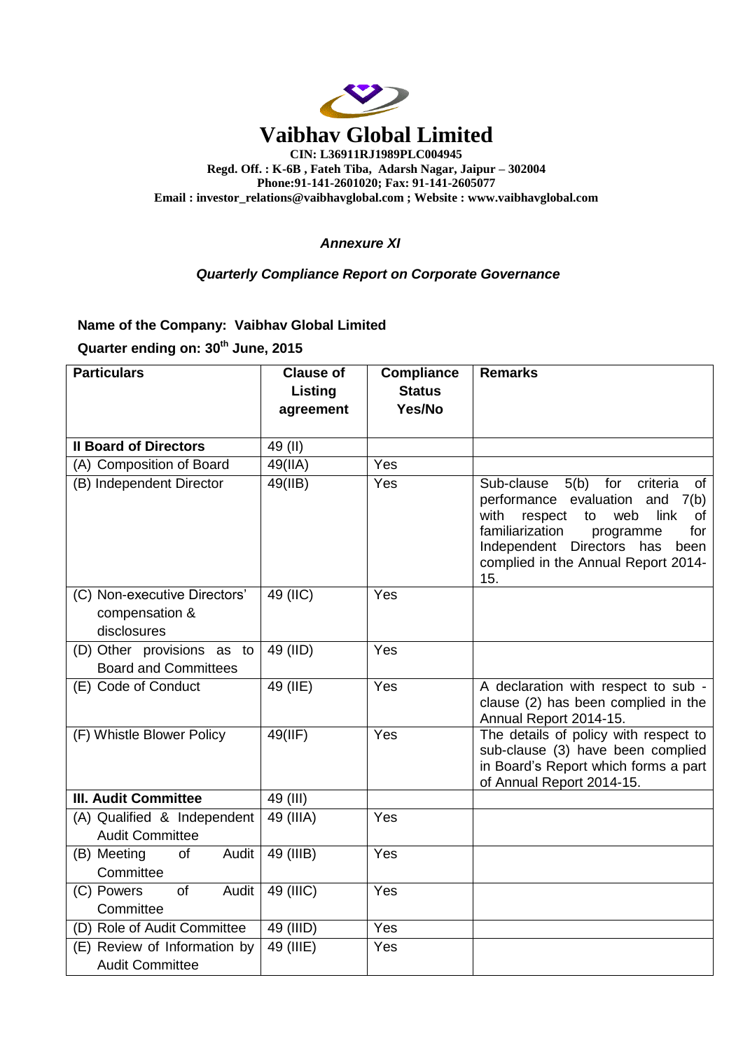# Vaibhav Global Limited

**CIN: L36911RJ1989PLC004945**
**Regd. Off. : K-6B , Fateh Tiba, Adarsh Nagar, Jaipur – 302004**
**Phone:91-141-2601020; Fax: 91-141-2605077**
**Email : investor_relations@vaibhavglobal.com ; Website : www.vaibhavglobal.com**

***Annexure XI***

***Quarterly Compliance Report on Corporate Governance***

**Name of the Company: Vaibhav Global Limited**

**Quarter ending on: 30th June, 2015**

| Particulars | Clause of Listing agreement | Compliance Status Yes/No | Remarks |
|---|---|---|---|
| **II Board of Directors** | 49 (II) | | |
| (A) Composition of Board | 49(IIA) | Yes | |
| (B) Independent Director | 49(IIB) | Yes | Sub-clause 5(b) for criteria of performance evaluation and 7(b) with respect to web link of familiarization programme for Independent Directors has been complied in the Annual Report 2014-15. |
| (C) Non-executive Directors' compensation & disclosures | 49 (IIC) | Yes | |
| (D) Other provisions as to Board and Committees | 49 (IID) | Yes | |
| (E) Code of Conduct | 49 (IIE) | Yes | A declaration with respect to sub - clause (2) has been complied in the Annual Report 2014-15. |
| (F) Whistle Blower Policy | 49(IIF) | Yes | The details of policy with respect to sub-clause (3) have been complied in Board's Report which forms a part of Annual Report 2014-15. |
| **III. Audit Committee** | 49 (III) | | |
| (A) Qualified & Independent Audit Committee | 49 (IIIA) | Yes | |
| (B) Meeting of Audit Committee | 49 (IIIB) | Yes | |
| (C) Powers of Audit Committee | 49 (IIIC) | Yes | |
| (D) Role of Audit Committee | 49 (IIID) | Yes | |
| (E) Review of Information by Audit Committee | 49 (IIIE) | Yes | |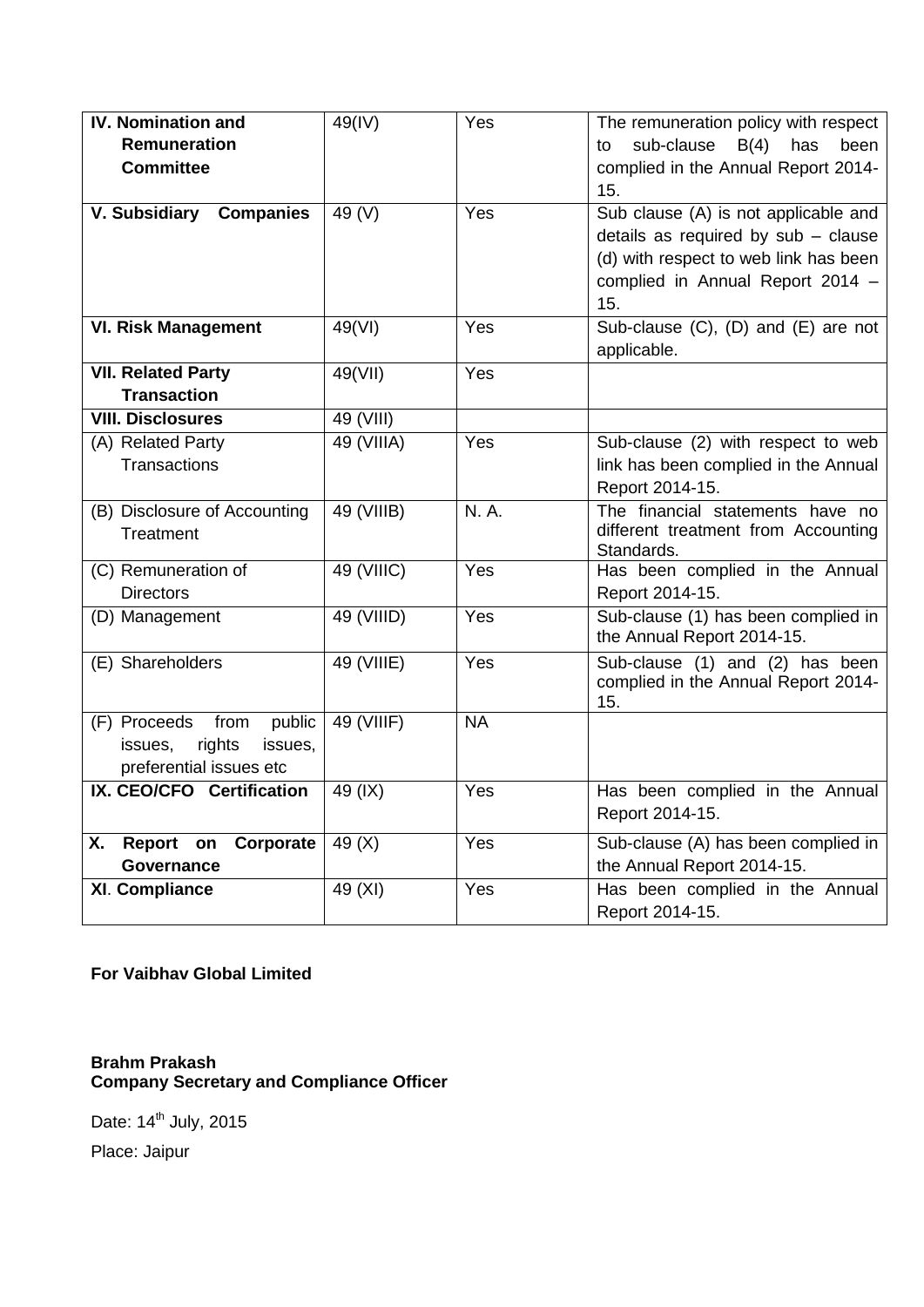| | | | |
|---|---|---|---|
| **IV. Nomination and Remuneration Committee** | 49(IV) | Yes | The remuneration policy with respect to sub-clause B(4) has been complied in the Annual Report 2014-15. |
| **V. Subsidiary Companies** | 49 (V) | Yes | Sub clause (A) is not applicable and details as required by sub – clause (d) with respect to web link has been complied in Annual Report 2014 – 15. |
| **VI. Risk Management** | 49(VI) | Yes | Sub-clause (C), (D) and (E) are not applicable. |
| **VII. Related Party Transaction** | 49(VII) | Yes | |
| **VIII. Disclosures** | 49 (VIII) | | |
| (A) Related Party Transactions | 49 (VIIIA) | Yes | Sub-clause (2) with respect to web link has been complied in the Annual Report 2014-15. |
| (B) Disclosure of Accounting Treatment | 49 (VIIIB) | N. A. | The financial statements have no different treatment from Accounting Standards. |
| (C) Remuneration of Directors | 49 (VIIIC) | Yes | Has been complied in the Annual Report 2014-15. |
| (D) Management | 49 (VIIID) | Yes | Sub-clause (1) has been complied in the Annual Report 2014-15. |
| (E) Shareholders | 49 (VIIIE) | Yes | Sub-clause (1) and (2) has been complied in the Annual Report 2014-15. |
| (F) Proceeds from public issues, rights issues, preferential issues etc | 49 (VIIIF) | NA | |
| **IX. CEO/CFO Certification** | 49 (IX) | Yes | Has been complied in the Annual Report 2014-15. |
| **X. Report on Corporate Governance** | 49 (X) | Yes | Sub-clause (A) has been complied in the Annual Report 2014-15. |
| **XI. Compliance** | 49 (XI) | Yes | Has been complied in the Annual Report 2014-15. |

**For Vaibhav Global Limited**

**Brahm Prakash**
**Company Secretary and Compliance Officer**

Date: 14th July, 2015

Place: Jaipur